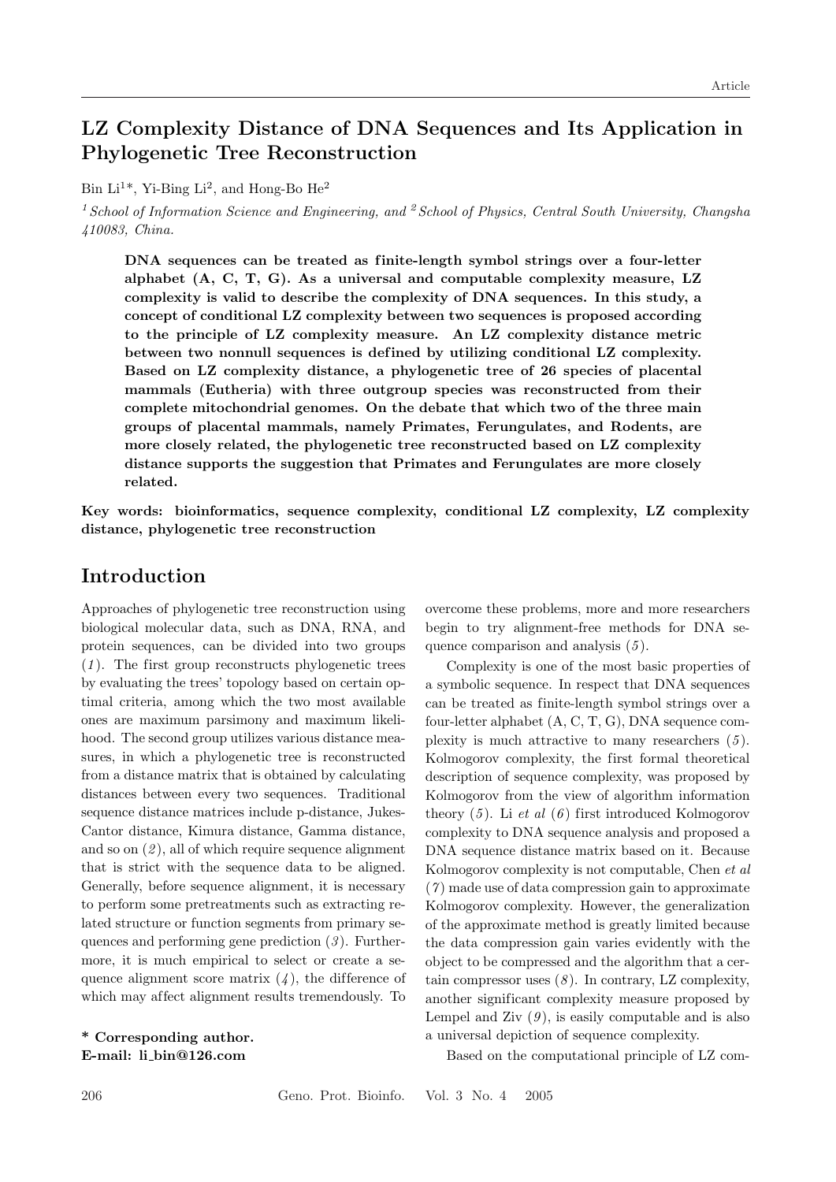# LZ Complexity Distance of DNA Sequences and Its Application in Phylogenetic Tree Reconstruction

Bin Li[1]*, Yi-Bing Li[2], and Hong-Bo He[2]

*[1] School of Information Science and Engineering, and [2] School of Physics, Central South University, Changsha 410083, China.*

**DNA sequences can be treated as finite-length symbol strings over a four-letter alphabet (A, C, T, G). As a universal and computable complexity measure, LZ complexity is valid to describe the complexity of DNA sequences. In this study, a concept of conditional LZ complexity between two sequences is proposed according to the principle of LZ complexity measure. An LZ complexity distance metric between two nonnull sequences is defined by utilizing conditional LZ complexity. Based on LZ complexity distance, a phylogenetic tree of 26 species of placental mammals (Eutheria) with three outgroup species was reconstructed from their complete mitochondrial genomes. On the debate that which two of the three main groups of placental mammals, namely Primates, Ferungulates, and Rodents, are more closely related, the phylogenetic tree reconstructed based on LZ complexity distance supports the suggestion that Primates and Ferungulates are more closely related.**

**Key words: bioinformatics, sequence complexity, conditional LZ complexity, LZ complexity distance, phylogenetic tree reconstruction**

## Introduction

Approaches of phylogenetic tree reconstruction using biological molecular data, such as DNA, RNA, and protein sequences, can be divided into two groups (*1*). The first group reconstructs phylogenetic trees by evaluating the trees' topology based on certain optimal criteria, among which the two most available ones are maximum parsimony and maximum likelihood. The second group utilizes various distance measures, in which a phylogenetic tree is reconstructed from a distance matrix that is obtained by calculating distances between every two sequences. Traditional sequence distance matrices include p-distance, Jukes-Cantor distance, Kimura distance, Gamma distance, and so on (*2*), all of which require sequence alignment that is strict with the sequence data to be aligned. Generally, before sequence alignment, it is necessary to perform some pretreatments such as extracting related structure or function segments from primary sequences and performing gene prediction (*3*). Furthermore, it is much empirical to select or create a sequence alignment score matrix (*4*), the difference of which may affect alignment results tremendously. To overcome these problems, more and more researchers begin to try alignment-free methods for DNA sequence comparison and analysis (*5*).

Complexity is one of the most basic properties of a symbolic sequence. In respect that DNA sequences can be treated as finite-length symbol strings over a four-letter alphabet (A, C, T, G), DNA sequence complexity is much attractive to many researchers (*5*). Kolmogorov complexity, the first formal theoretical description of sequence complexity, was proposed by Kolmogorov from the view of algorithm information theory (*5*). Li *et al* (*6*) first introduced Kolmogorov complexity to DNA sequence analysis and proposed a DNA sequence distance matrix based on it. Because Kolmogorov complexity is not computable, Chen *et al* (*7*) made use of data compression gain to approximate Kolmogorov complexity. However, the generalization of the approximate method is greatly limited because the data compression gain varies evidently with the object to be compressed and the algorithm that a certain compressor uses (*8*). In contrary, LZ complexity, another significant complexity measure proposed by Lempel and Ziv (*9*), is easily computable and is also a universal depiction of sequence complexity.

Based on the computational principle of LZ com-

**\* Corresponding author.**
**E-mail: li_bin@126.com**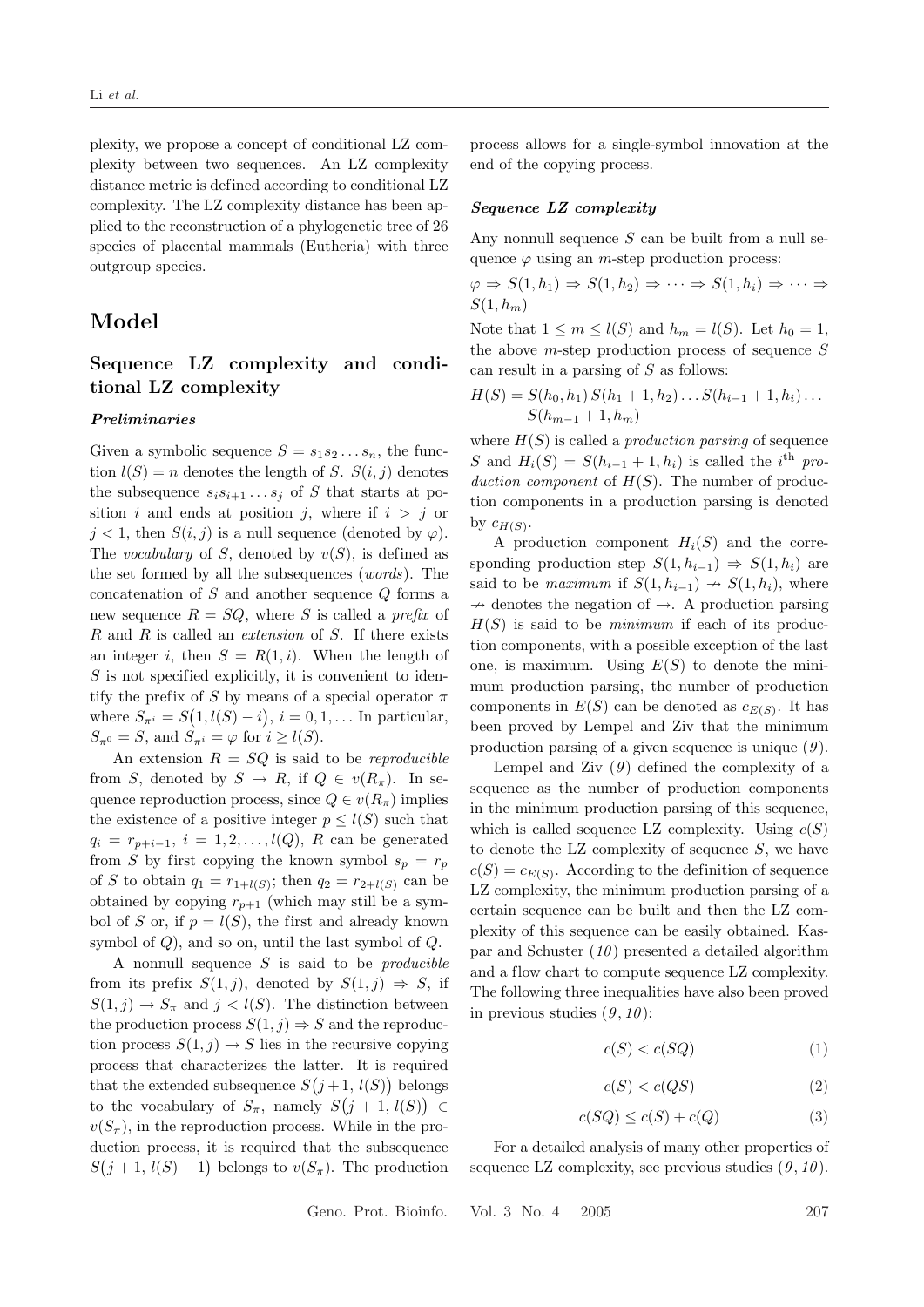plexity, we propose a concept of conditional LZ complexity between two sequences. An LZ complexity distance metric is defined according to conditional LZ complexity. The LZ complexity distance has been applied to the reconstruction of a phylogenetic tree of 26 species of placental mammals (Eutheria) with three outgroup species.

# Model

## Sequence LZ complexity and conditional LZ complexity

### *Preliminaries*

Given a symbolic sequence $S = s_1 s_2 \ldots s_n$, the function $l(S) = n$ denotes the length of $S$. $S(i, j)$ denotes the subsequence $s_i s_{i+1} \ldots s_j$ of $S$ that starts at position $i$ and ends at position $j$, where if $i > j$ or $j < 1$, then $S(i, j)$ is a null sequence (denoted by $\varphi$). The *vocabulary* of $S$, denoted by $v(S)$, is defined as the set formed by all the subsequences (*words*). The concatenation of $S$ and another sequence $Q$ forms a new sequence $R = SQ$, where $S$ is called a *prefix* of $R$ and $R$ is called an *extension* of $S$. If there exists an integer $i$, then $S = R(1, i)$. When the length of $S$ is not specified explicitly, it is convenient to identify the prefix of $S$ by means of a special operator $\pi$ where $S_{\pi^i} = S\big(1, l(S) - i\big)$, $i = 0, 1, \ldots$ In particular, $S_{\pi^0} = S$, and $S_{\pi^i} = \varphi$ for $i \geq l(S)$.

An extension $R = SQ$ is said to be *reproducible* from $S$, denoted by $S \rightarrow R$, if $Q \in v(R_\pi)$. In sequence reproduction process, since $Q \in v(R_\pi)$ implies the existence of a positive integer $p \leq l(S)$ such that $q_i = r_{p+i-1}$, $i = 1, 2, \ldots, l(Q)$, $R$ can be generated from $S$ by first copying the known symbol $s_p = r_p$ of $S$ to obtain $q_1 = r_{1+l(S)}$; then $q_2 = r_{2+l(S)}$ can be obtained by copying $r_{p+1}$ (which may still be a symbol of $S$ or, if $p = l(S)$, the first and already known symbol of $Q$), and so on, until the last symbol of $Q$.

A nonnull sequence $S$ is said to be *producible* from its prefix $S(1, j)$, denoted by $S(1, j) \Rightarrow S$, if $S(1, j) \rightarrow S_\pi$ and $j < l(S)$. The distinction between the production process $S(1, j) \Rightarrow S$ and the reproduction process $S(1, j) \rightarrow S$ lies in the recursive copying process that characterizes the latter. It is required that the extended subsequence $S\big(j+1, l(S)\big)$ belongs to the vocabulary of $S_\pi$, namely $S\big(j+1, l(S)\big) \in v(S_\pi)$, in the reproduction process. While in the production process, it is required that the subsequence $S\big(j+1, l(S)-1\big)$ belongs to $v(S_\pi)$. The production process allows for a single-symbol innovation at the end of the copying process.

### *Sequence LZ complexity*

Any nonnull sequence $S$ can be built from a null sequence $\varphi$ using an $m$-step production process:

$\varphi \Rightarrow S(1, h_1) \Rightarrow S(1, h_2) \Rightarrow \cdots \Rightarrow S(1, h_i) \Rightarrow \cdots \Rightarrow S(1, h_m)$

Note that $1 \leq m \leq l(S)$ and $h_m = l(S)$. Let $h_0 = 1$, the above $m$-step production process of sequence $S$ can result in a parsing of $S$ as follows:

$$H(S) = S(h_0, h_1)\, S(h_1 + 1, h_2) \ldots S(h_{i-1} + 1, h_i) \ldots S(h_{m-1} + 1, h_m)$$

where $H(S)$ is called a *production parsing* of sequence $S$ and $H_i(S) = S(h_{i-1} + 1, h_i)$ is called the $i^{\text{th}}$ *production component* of $H(S)$. The number of production components in a production parsing is denoted by $c_{H(S)}$.

A production component $H_i(S)$ and the corresponding production step $S(1, h_{i-1}) \Rightarrow S(1, h_i)$ are said to be *maximum* if $S(1, h_{i-1}) \nrightarrow S(1, h_i)$, where $\nrightarrow$ denotes the negation of $\rightarrow$. A production parsing $H(S)$ is said to be *minimum* if each of its production components, with a possible exception of the last one, is maximum. Using $E(S)$ to denote the minimum production parsing, the number of production components in $E(S)$ can be denoted as $c_{E(S)}$. It has been proved by Lempel and Ziv that the minimum production parsing of a given sequence is unique (*9*).

Lempel and Ziv (*9*) defined the complexity of a sequence as the number of production components in the minimum production parsing of this sequence, which is called sequence LZ complexity. Using $c(S)$ to denote the LZ complexity of sequence $S$, we have $c(S) = c_{E(S)}$. According to the definition of sequence LZ complexity, the minimum production parsing of a certain sequence can be built and then the LZ complexity of this sequence can be easily obtained. Kaspar and Schuster (*10*) presented a detailed algorithm and a flow chart to compute sequence LZ complexity. The following three inequalities have also been proved in previous studies (*9*, *10*):

$$c(S) < c(SQ) \tag{1}$$

$$c(S) < c(QS) \tag{2}$$

$$c(SQ) \leq c(S) + c(Q) \tag{3}$$

For a detailed analysis of many other properties of sequence LZ complexity, see previous studies (*9*, *10*).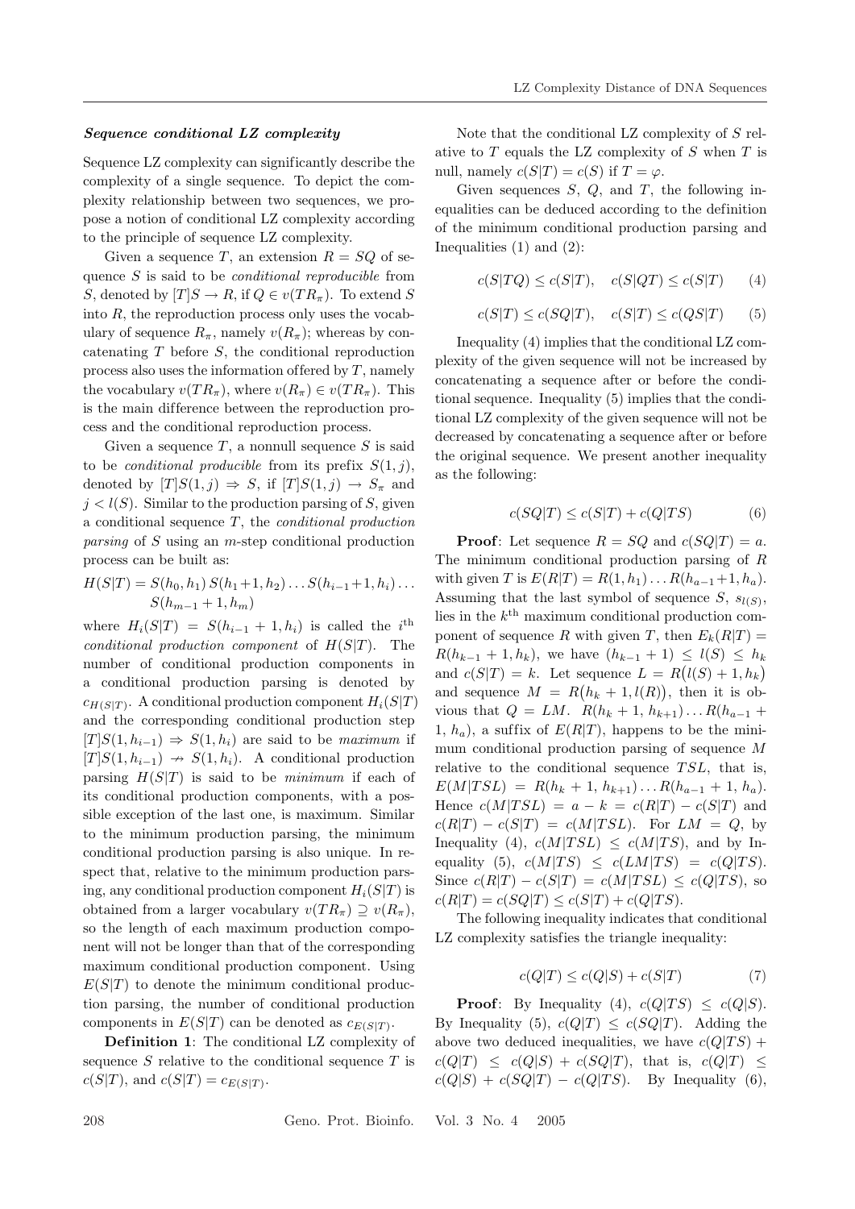***Sequence conditional LZ complexity***

Sequence LZ complexity can significantly describe the complexity of a single sequence. To depict the complexity relationship between two sequences, we propose a notion of conditional LZ complexity according to the principle of sequence LZ complexity.

Given a sequence $T$, an extension $R = SQ$ of sequence $S$ is said to be *conditional reproducible* from $S$, denoted by $[T]S \rightarrow R$, if $Q \in v(TR_\pi)$. To extend $S$ into $R$, the reproduction process only uses the vocabulary of sequence $R_\pi$, namely $v(R_\pi)$; whereas by concatenating $T$ before $S$, the conditional reproduction process also uses the information offered by $T$, namely the vocabulary $v(TR_\pi)$, where $v(R_\pi) \in v(TR_\pi)$. This is the main difference between the reproduction process and the conditional reproduction process.

Given a sequence $T$, a nonnull sequence $S$ is said to be *conditional producible* from its prefix $S(1, j)$, denoted by $[T]S(1, j) \Rightarrow S$, if $[T]S(1, j) \rightarrow S_\pi$ and $j < l(S)$. Similar to the production parsing of $S$, given a conditional sequence $T$, the *conditional production parsing* of $S$ using an $m$-step conditional production process can be built as:

$$H(S|T) = S(h_0, h_1)\, S(h_1+1, h_2) \ldots S(h_{i-1}+1, h_i) \ldots S(h_{m-1}+1, h_m)$$

where $H_i(S|T) = S(h_{i-1}+1, h_i)$ is called the $i^{\text{th}}$ *conditional production component* of $H(S|T)$. The number of conditional production components in a conditional production parsing is denoted by $c_{H(S|T)}$. A conditional production component $H_i(S|T)$ and the corresponding conditional production step $[T]S(1, h_{i-1}) \Rightarrow S(1, h_i)$ are said to be *maximum* if $[T]S(1, h_{i-1}) \nrightarrow S(1, h_i)$. A conditional production parsing $H(S|T)$ is said to be *minimum* if each of its conditional production components, with a possible exception of the last one, is maximum. Similar to the minimum production parsing, the minimum conditional production parsing is also unique. In respect that, relative to the minimum production parsing, any conditional production component $H_i(S|T)$ is obtained from a larger vocabulary $v(TR_\pi) \supseteq v(R_\pi)$, so the length of each maximum production component will not be longer than that of the corresponding maximum conditional production component. Using $E(S|T)$ to denote the minimum conditional production parsing, the number of conditional production components in $E(S|T)$ can be denoted as $c_{E(S|T)}$.

**Definition 1**: The conditional LZ complexity of sequence $S$ relative to the conditional sequence $T$ is $c(S|T)$, and $c(S|T) = c_{E(S|T)}$.

Note that the conditional LZ complexity of $S$ relative to $T$ equals the LZ complexity of $S$ when $T$ is null, namely $c(S|T) = c(S)$ if $T = \varphi$.

Given sequences $S$, $Q$, and $T$, the following inequalities can be deduced according to the definition of the minimum conditional production parsing and Inequalities (1) and (2):

$$c(S|TQ) \leq c(S|T), \quad c(S|QT) \leq c(S|T) \qquad (4)$$

$$c(S|T) \leq c(SQ|T), \quad c(S|T) \leq c(QS|T) \qquad (5)$$

Inequality (4) implies that the conditional LZ complexity of the given sequence will not be increased by concatenating a sequence after or before the conditional sequence. Inequality (5) implies that the conditional LZ complexity of the given sequence will not be decreased by concatenating a sequence after or before the original sequence. We present another inequality as the following:

$$c(SQ|T) \leq c(S|T) + c(Q|TS) \qquad (6)$$

**Proof**: Let sequence $R = SQ$ and $c(SQ|T) = a$. The minimum conditional production parsing of $R$ with given $T$ is $E(R|T) = R(1, h_1) \ldots R(h_{a-1}+1, h_a)$. Assuming that the last symbol of sequence $S$, $s_{l(S)}$, lies in the $k^{\text{th}}$ maximum conditional production component of sequence $R$ with given $T$, then $E_k(R|T) = R(h_{k-1}+1, h_k)$, we have $(h_{k-1}+1) \leq l(S) \leq h_k$ and $c(S|T) = k$. Let sequence $L = R\big(l(S)+1, h_k\big)$ and sequence $M = R\big(h_k+1, l(R)\big)$, then it is obvious that $Q = LM$. $R(h_k+1, h_{k+1}) \ldots R(h_{a-1}+1, h_a)$, a suffix of $E(R|T)$, happens to be the minimum conditional production parsing of sequence $M$ relative to the conditional sequence $TSL$, that is, $E(M|TSL) = R(h_k+1, h_{k+1}) \ldots R(h_{a-1}+1, h_a)$. Hence $c(M|TSL) = a - k = c(R|T) - c(S|T)$ and $c(R|T) - c(S|T) = c(M|TSL)$. For $LM = Q$, by Inequality (4), $c(M|TSL) \leq c(M|TS)$, and by Inequality (5), $c(M|TS) \leq c(LM|TS) = c(Q|TS)$. Since $c(R|T) - c(S|T) = c(M|TSL) \leq c(Q|TS)$, so $c(R|T) = c(SQ|T) \leq c(S|T) + c(Q|TS)$.

The following inequality indicates that conditional LZ complexity satisfies the triangle inequality:

$$c(Q|T) \leq c(Q|S) + c(S|T) \qquad (7)$$

**Proof**: By Inequality (4), $c(Q|TS) \leq c(Q|S)$. By Inequality (5), $c(Q|T) \leq c(SQ|T)$. Adding the above two deduced inequalities, we have $c(Q|TS) + c(Q|T) \leq c(Q|S) + c(SQ|T)$, that is, $c(Q|T) \leq c(Q|S) + c(SQ|T) - c(Q|TS)$. By Inequality (6),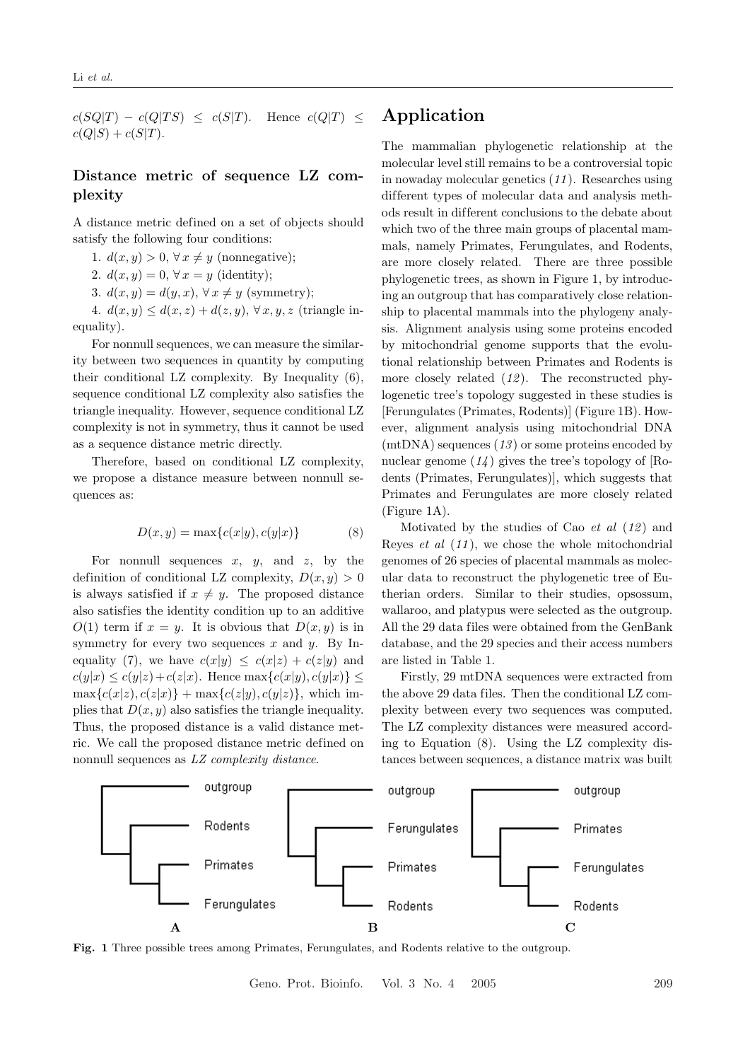$c(SQ|T) - c(Q|TS) \leq c(S|T)$. Hence $c(Q|T) \leq c(Q|S) + c(S|T)$.

### Distance metric of sequence LZ complexity

A distance metric defined on a set of objects should satisfy the following four conditions:

1. $d(x, y) > 0$, $\forall\, x \neq y$ (nonnegative);
2. $d(x, y) = 0$, $\forall\, x = y$ (identity);
3. $d(x, y) = d(y, x)$, $\forall\, x \neq y$ (symmetry);
4. $d(x, y) \leq d(x, z) + d(z, y)$, $\forall\, x, y, z$ (triangle inequality).

For nonnull sequences, we can measure the similarity between two sequences in quantity by computing their conditional LZ complexity. By Inequality (6), sequence conditional LZ complexity also satisfies the triangle inequality. However, sequence conditional LZ complexity is not in symmetry, thus it cannot be used as a sequence distance metric directly.

Therefore, based on conditional LZ complexity, we propose a distance measure between nonnull sequences as:

$$D(x, y) = \max\{c(x|y), c(y|x)\} \tag{8}$$

For nonnull sequences $x$, $y$, and $z$, by the definition of conditional LZ complexity, $D(x, y) > 0$ is always satisfied if $x \neq y$. The proposed distance also satisfies the identity condition up to an additive $O(1)$ term if $x = y$. It is obvious that $D(x, y)$ is in symmetry for every two sequences $x$ and $y$. By Inequality (7), we have $c(x|y) \leq c(x|z) + c(z|y)$ and $c(y|x) \leq c(y|z) + c(z|x)$. Hence $\max\{c(x|y), c(y|x)\} \leq \max\{c(x|z), c(z|x)\} + \max\{c(z|y), c(y|z)\}$, which implies that $D(x, y)$ also satisfies the triangle inequality. Thus, the proposed distance is a valid distance metric. We call the proposed distance metric defined on nonnull sequences as *LZ complexity distance*.

## Application

The mammalian phylogenetic relationship at the molecular level still remains to be a controversial topic in nowaday molecular genetics (*11*). Researches using different types of molecular data and analysis methods result in different conclusions to the debate about which two of the three main groups of placental mammals, namely Primates, Ferungulates, and Rodents, are more closely related. There are three possible phylogenetic trees, as shown in Figure 1, by introducing an outgroup that has comparatively close relationship to placental mammals into the phylogeny analysis. Alignment analysis using some proteins encoded by mitochondrial genome supports that the evolutional relationship between Primates and Rodents is more closely related (*12*). The reconstructed phylogenetic tree's topology suggested in these studies is [Ferungulates (Primates, Rodents)] (Figure 1B). However, alignment analysis using mitochondrial DNA (mtDNA) sequences (*13*) or some proteins encoded by nuclear genome (*14*) gives the tree's topology of [Rodents (Primates, Ferungulates)], which suggests that Primates and Ferungulates are more closely related (Figure 1A).

Motivated by the studies of Cao *et al* (*12*) and Reyes *et al* (*11*), we chose the whole mitochondrial genomes of 26 species of placental mammals as molecular data to reconstruct the phylogenetic tree of Eutherian orders. Similar to their studies, opsossum, wallaroo, and platypus were selected as the outgroup. All the 29 data files were obtained from the GenBank database, and the 29 species and their access numbers are listed in Table 1.

Firstly, 29 mtDNA sequences were extracted from the above 29 data files. Then the conditional LZ complexity between every two sequences was computed. The LZ complexity distances were measured according to Equation (8). Using the LZ complexity distances between sequences, a distance matrix was built

**Fig. 1** Three possible trees among Primates, Ferungulates, and Rodents relative to the outgroup.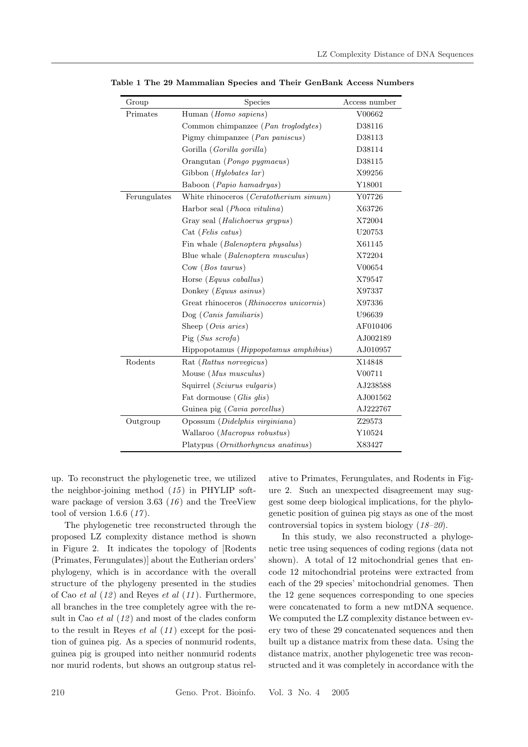**Table 1 The 29 Mammalian Species and Their GenBank Access Numbers**

| Group | Species | Access number |
|---|---|---|
| Primates | Human (*Homo sapiens*) | V00662 |
| | Common chimpanzee (*Pan troglodytes*) | D38116 |
| | Pigmy chimpanzee (*Pan paniscus*) | D38113 |
| | Gorilla (*Gorilla gorilla*) | D38114 |
| | Orangutan (*Pongo pygmaeus*) | D38115 |
| | Gibbon (*Hylobates lar*) | X99256 |
| | Baboon (*Papio hamadryas*) | Y18001 |
| Ferungulates | White rhinoceros (*Ceratotherium simum*) | Y07726 |
| | Harbor seal (*Phoca vitulina*) | X63726 |
| | Gray seal (*Halichoerus grypus*) | X72004 |
| | Cat (*Felis catus*) | U20753 |
| | Fin whale (*Balenoptera physalus*) | X61145 |
| | Blue whale (*Balenoptera musculus*) | X72204 |
| | Cow (*Bos taurus*) | V00654 |
| | Horse (*Equus caballus*) | X79547 |
| | Donkey (*Equus asinus*) | X97337 |
| | Great rhinoceros (*Rhinoceros unicornis*) | X97336 |
| | Dog (*Canis familiaris*) | U96639 |
| | Sheep (*Ovis aries*) | AF010406 |
| | Pig (*Sus scrofa*) | AJ002189 |
| | Hippopotamus (*Hippopotamus amphibius*) | AJ010957 |
| Rodents | Rat (*Rattus norvegicus*) | X14848 |
| | Mouse (*Mus musculus*) | V00711 |
| | Squirrel (*Sciurus vulgaris*) | AJ238588 |
| | Fat dormouse (*Glis glis*) | AJ001562 |
| | Guinea pig (*Cavia porcellus*) | AJ222767 |
| Outgroup | Opossum (*Didelphis virginiana*) | Z29573 |
| | Wallaroo (*Macropus robustus*) | Y10524 |
| | Platypus (*Ornithorhyncus anatinus*) | X83427 |

up. To reconstruct the phylogenetic tree, we utilized the neighbor-joining method (*15*) in PHYLIP software package of version 3.63 (*16*) and the TreeView tool of version 1.6.6 (*17*).

The phylogenetic tree reconstructed through the proposed LZ complexity distance method is shown in Figure 2. It indicates the topology of [Rodents (Primates, Ferungulates)] about the Eutherian orders' phylogeny, which is in accordance with the overall structure of the phylogeny presented in the studies of Cao *et al* (*12*) and Reyes *et al* (*11*). Furthermore, all branches in the tree completely agree with the result in Cao *et al* (*12*) and most of the clades conform to the result in Reyes *et al* (*11*) except for the position of guinea pig. As a species of nonmurid rodents, guinea pig is grouped into neither nonmurid rodents nor murid rodents, but shows an outgroup status relative to Primates, Ferungulates, and Rodents in Figure 2. Such an unexpected disagreement may suggest some deep biological implications, for the phylogenetic position of guinea pig stays as one of the most controversial topics in system biology (*18–20*).

In this study, we also reconstructed a phylogenetic tree using sequences of coding regions (data not shown). A total of 12 mitochondrial genes that encode 12 mitochondrial proteins were extracted from each of the 29 species' mitochondrial genomes. Then the 12 gene sequences corresponding to one species were concatenated to form a new mtDNA sequence. We computed the LZ complexity distance between every two of these 29 concatenated sequences and then built up a distance matrix from these data. Using the distance matrix, another phylogenetic tree was reconstructed and it was completely in accordance with the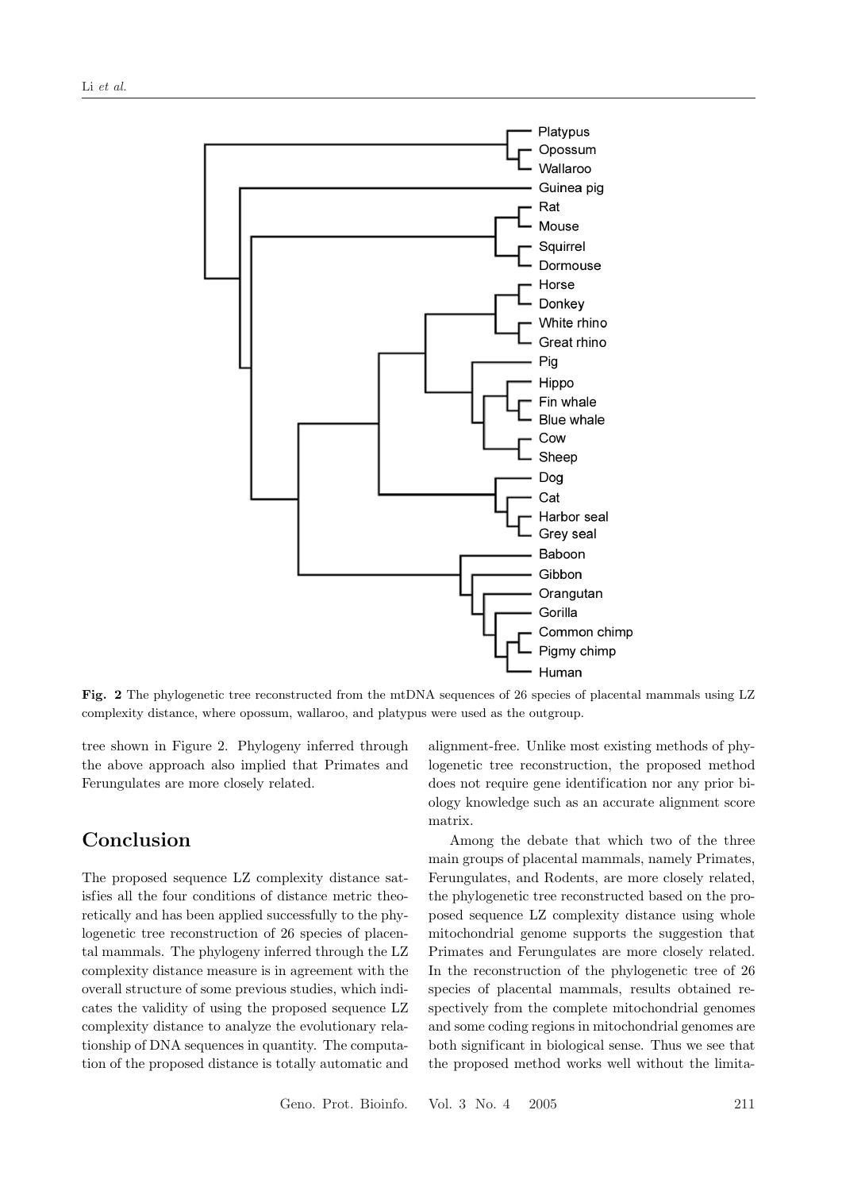Fig. 2 The phylogenetic tree reconstructed from the mtDNA sequences of 26 species of placental mammals using LZ complexity distance, where opossum, wallaroo, and platypus were used as the outgroup.

tree shown in Figure 2. Phylogeny inferred through the above approach also implied that Primates and Ferungulates are more closely related.

## Conclusion

The proposed sequence LZ complexity distance satisfies all the four conditions of distance metric theoretically and has been applied successfully to the phylogenetic tree reconstruction of 26 species of placental mammals. The phylogeny inferred through the LZ complexity distance measure is in agreement with the overall structure of some previous studies, which indicates the validity of using the proposed sequence LZ complexity distance to analyze the evolutionary relationship of DNA sequences in quantity. The computation of the proposed distance is totally automatic and alignment-free. Unlike most existing methods of phylogenetic tree reconstruction, the proposed method does not require gene identification nor any prior biology knowledge such as an accurate alignment score matrix.

Among the debate that which two of the three main groups of placental mammals, namely Primates, Ferungulates, and Rodents, are more closely related, the phylogenetic tree reconstructed based on the proposed sequence LZ complexity distance using whole mitochondrial genome supports the suggestion that Primates and Ferungulates are more closely related. In the reconstruction of the phylogenetic tree of 26 species of placental mammals, results obtained respectively from the complete mitochondrial genomes and some coding regions in mitochondrial genomes are both significant in biological sense. Thus we see that the proposed method works well without the limita-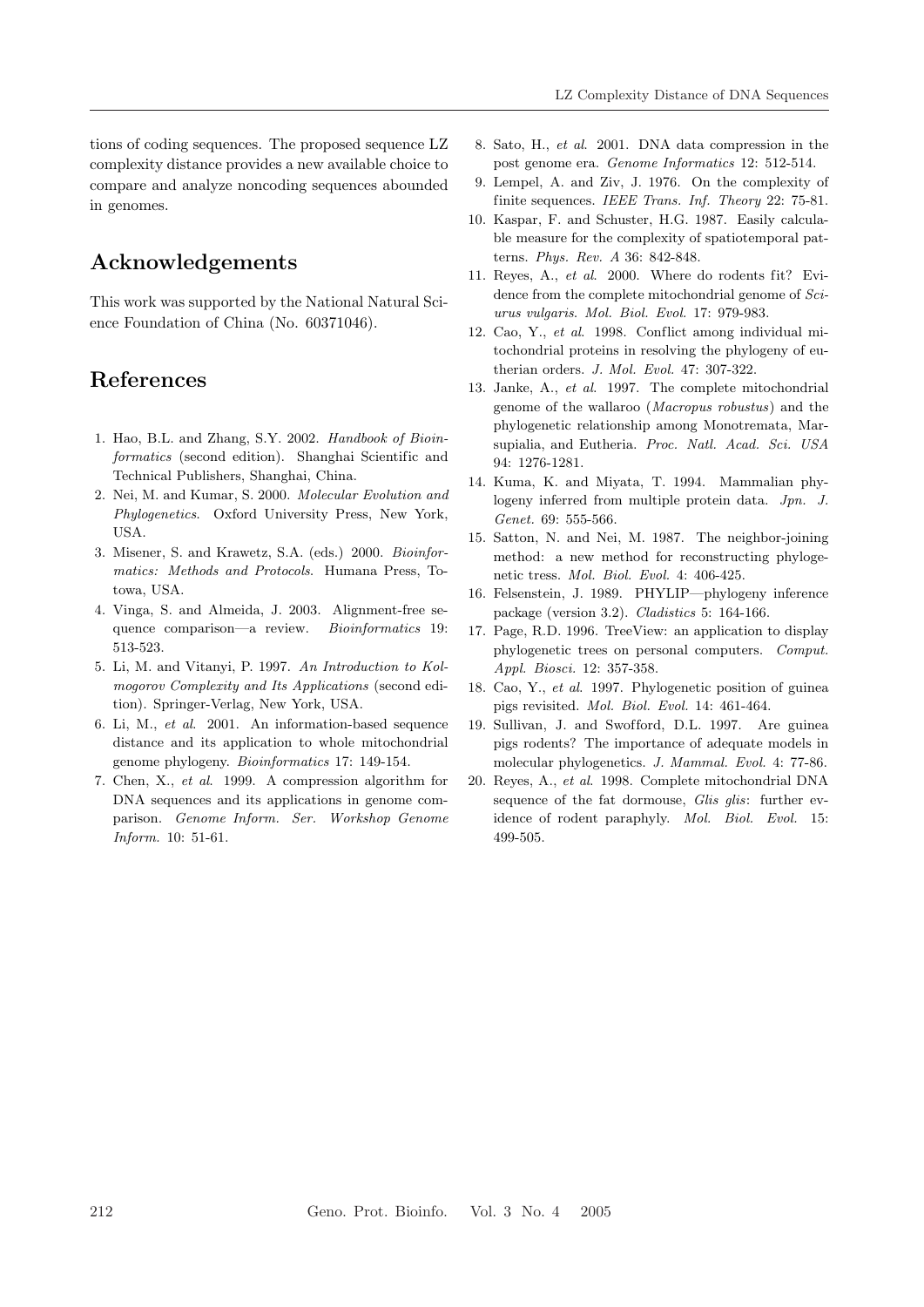tions of coding sequences. The proposed sequence LZ complexity distance provides a new available choice to compare and analyze noncoding sequences abounded in genomes.

## Acknowledgements

This work was supported by the National Natural Science Foundation of China (No. 60371046).

## References

1. Hao, B.L. and Zhang, S.Y. 2002. *Handbook of Bioinformatics* (second edition). Shanghai Scientific and Technical Publishers, Shanghai, China.
2. Nei, M. and Kumar, S. 2000. *Molecular Evolution and Phylogenetics*. Oxford University Press, New York, USA.
3. Misener, S. and Krawetz, S.A. (eds.) 2000. *Bioinformatics: Methods and Protocols*. Humana Press, Totowa, USA.
4. Vinga, S. and Almeida, J. 2003. Alignment-free sequence comparison—a review. *Bioinformatics* 19: 513-523.
5. Li, M. and Vitanyi, P. 1997. *An Introduction to Kolmogorov Complexity and Its Applications* (second edition). Springer-Verlag, New York, USA.
6. Li, M., *et al*. 2001. An information-based sequence distance and its application to whole mitochondrial genome phylogeny. *Bioinformatics* 17: 149-154.
7. Chen, X., *et al*. 1999. A compression algorithm for DNA sequences and its applications in genome comparison. *Genome Inform. Ser. Workshop Genome Inform.* 10: 51-61.
8. Sato, H., *et al*. 2001. DNA data compression in the post genome era. *Genome Informatics* 12: 512-514.
9. Lempel, A. and Ziv, J. 1976. On the complexity of finite sequences. *IEEE Trans. Inf. Theory* 22: 75-81.
10. Kaspar, F. and Schuster, H.G. 1987. Easily calculable measure for the complexity of spatiotemporal patterns. *Phys. Rev. A* 36: 842-848.
11. Reyes, A., *et al*. 2000. Where do rodents fit? Evidence from the complete mitochondrial genome of *Sciurus vulgaris*. *Mol. Biol. Evol.* 17: 979-983.
12. Cao, Y., *et al*. 1998. Conflict among individual mitochondrial proteins in resolving the phylogeny of eutherian orders. *J. Mol. Evol.* 47: 307-322.
13. Janke, A., *et al*. 1997. The complete mitochondrial genome of the wallaroo (*Macropus robustus*) and the phylogenetic relationship among Monotremata, Marsupialia, and Eutheria. *Proc. Natl. Acad. Sci. USA* 94: 1276-1281.
14. Kuma, K. and Miyata, T. 1994. Mammalian phylogeny inferred from multiple protein data. *Jpn. J. Genet.* 69: 555-566.
15. Satton, N. and Nei, M. 1987. The neighbor-joining method: a new method for reconstructing phylogenetic tress. *Mol. Biol. Evol.* 4: 406-425.
16. Felsenstein, J. 1989. PHYLIP—phylogeny inference package (version 3.2). *Cladistics* 5: 164-166.
17. Page, R.D. 1996. TreeView: an application to display phylogenetic trees on personal computers. *Comput. Appl. Biosci.* 12: 357-358.
18. Cao, Y., *et al*. 1997. Phylogenetic position of guinea pigs revisited. *Mol. Biol. Evol.* 14: 461-464.
19. Sullivan, J. and Swofford, D.L. 1997. Are guinea pigs rodents? The importance of adequate models in molecular phylogenetics. *J. Mammal. Evol.* 4: 77-86.
20. Reyes, A., *et al*. 1998. Complete mitochondrial DNA sequence of the fat dormouse, *Glis glis*: further evidence of rodent paraphyly. *Mol. Biol. Evol.* 15: 499-505.